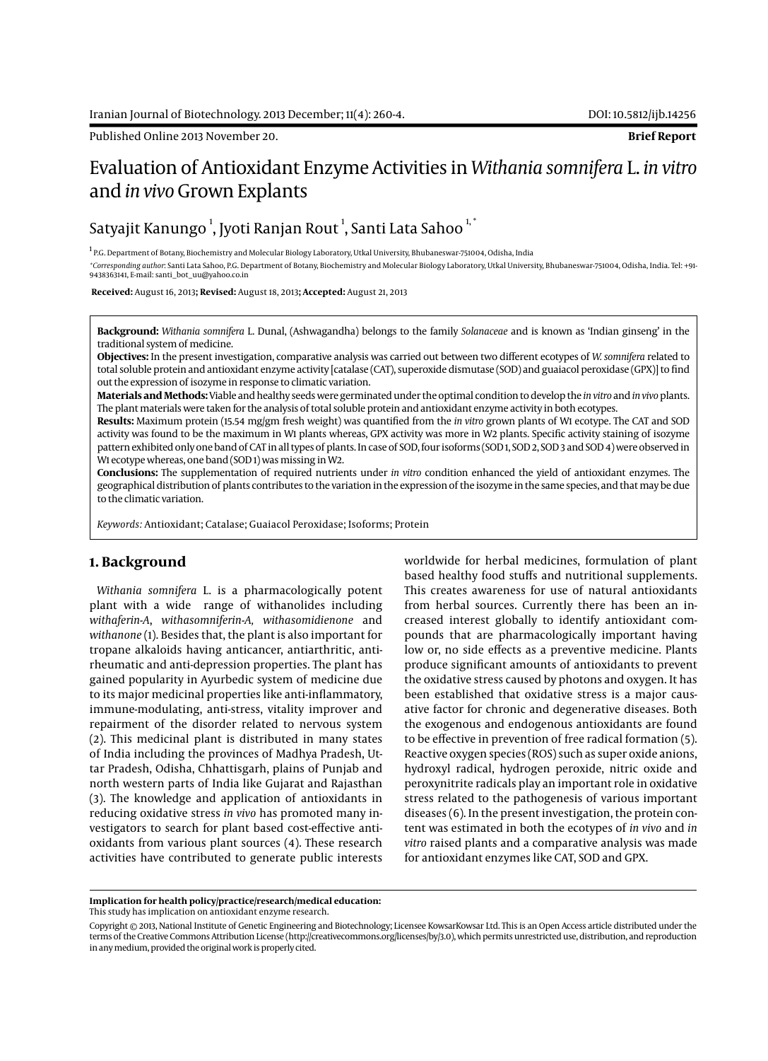Published Online 2013 November 20.

**Brief Report**

# Evaluation of Antioxidant Enzyme Activities in *Withania somnifera* L. *in vitro* and *in vivo* Grown Explants

Satyajit Kanungo [1], Jyoti Ranjan Rout [1], Santi Lata Sahoo [1,*]

[1] P.G. Department of Botany, Biochemistry and Molecular Biology Laboratory, Utkal University, Bhubaneswar-751004, Odisha, India

*Corresponding author*: Santi Lata Sahoo, P.G. Department of Botany, Biochemistry and Molecular Biology Laboratory, Utkal University, Bhubaneswar-751004, Odisha, India. Tel: +91-9438363141, E-mail: santi_bot_uu@yahoo.co.in

**Received:** August 16, 2013; **Revised:** August 18, 2013; **Accepted:** August 21, 2013

**Background:** *Withania somnifera* L. Dunal, (Ashwagandha) belongs to the family *Solanaceae* and is known as 'Indian ginseng' in the traditional system of medicine.

**Objectives:** In the present investigation, comparative analysis was carried out between two different ecotypes of *W. somnifera* related to total soluble protein and antioxidant enzyme activity [catalase (CAT), superoxide dismutase (SOD) and guaiacol peroxidase (GPX)] to find out the expression of isozyme in response to climatic variation.

**Materials and Methods:** Viable and healthy seeds were germinated under the optimal condition to develop the *in vitro* and *in vivo* plants. The plant materials were taken for the analysis of total soluble protein and antioxidant enzyme activity in both ecotypes.

**Results:** Maximum protein (15.54 mg/gm fresh weight) was quantified from the *in vitro* grown plants of W1 ecotype. The CAT and SOD activity was found to be the maximum in W1 plants whereas, GPX activity was more in W2 plants. Specific activity staining of isozyme pattern exhibited only one band of CAT in all types of plants. In case of SOD, four isoforms (SOD 1, SOD 2, SOD 3 and SOD 4) were observed in W1 ecotype whereas, one band (SOD 1) was missing in W2.

**Conclusions:** The supplementation of required nutrients under *in vitro* condition enhanced the yield of antioxidant enzymes. The geographical distribution of plants contributes to the variation in the expression of the isozyme in the same species, and that may be due to the climatic variation.

*Keywords:* Antioxidant; Catalase; Guaiacol Peroxidase; Isoforms; Protein

## 1. Background

*Withania somnifera* L. is a pharmacologically potent plant with a wide range of withanolides including *withaferin-A*, *withasomniferin-A*, *withasomidienone* and *withanone* (1). Besides that, the plant is also important for tropane alkaloids having anticancer, antiarthritic, antirheumatic and anti-depression properties. The plant has gained popularity in Ayurbedic system of medicine due to its major medicinal properties like anti-inflammatory, immune-modulating, anti-stress, vitality improver and repairment of the disorder related to nervous system (2). This medicinal plant is distributed in many states of India including the provinces of Madhya Pradesh, Uttar Pradesh, Odisha, Chhattisgarh, plains of Punjab and north western parts of India like Gujarat and Rajasthan (3). The knowledge and application of antioxidants in reducing oxidative stress *in vivo* has promoted many investigators to search for plant based cost-effective antioxidants from various plant sources (4). These research activities have contributed to generate public interests worldwide for herbal medicines, formulation of plant based healthy food stuffs and nutritional supplements. This creates awareness for use of natural antioxidants from herbal sources. Currently there has been an increased interest globally to identify antioxidant compounds that are pharmacologically important having low or, no side effects as a preventive medicine. Plants produce significant amounts of antioxidants to prevent the oxidative stress caused by photons and oxygen. It has been established that oxidative stress is a major causative factor for chronic and degenerative diseases. Both the exogenous and endogenous antioxidants are found to be effective in prevention of free radical formation (5). Reactive oxygen species (ROS) such as super oxide anions, hydroxyl radical, hydrogen peroxide, nitric oxide and peroxynitrite radicals play an important role in oxidative stress related to the pathogenesis of various important diseases (6). In the present investigation, the protein content was estimated in both the ecotypes of *in vivo* and *in vitro* raised plants and a comparative analysis was made for antioxidant enzymes like CAT, SOD and GPX.

**Implication for health policy/practice/research/medical education:**
This study has implication on antioxidant enzyme research.

Copyright © 2013, National Institute of Genetic Engineering and Biotechnology; Licensee KowsarKowsar Ltd. This is an Open Access article distributed under the terms of the Creative Commons Attribution License (http://creativecommons.org/licenses/by/3.0), which permits unrestricted use, distribution, and reproduction in any medium, provided the original work is properly cited.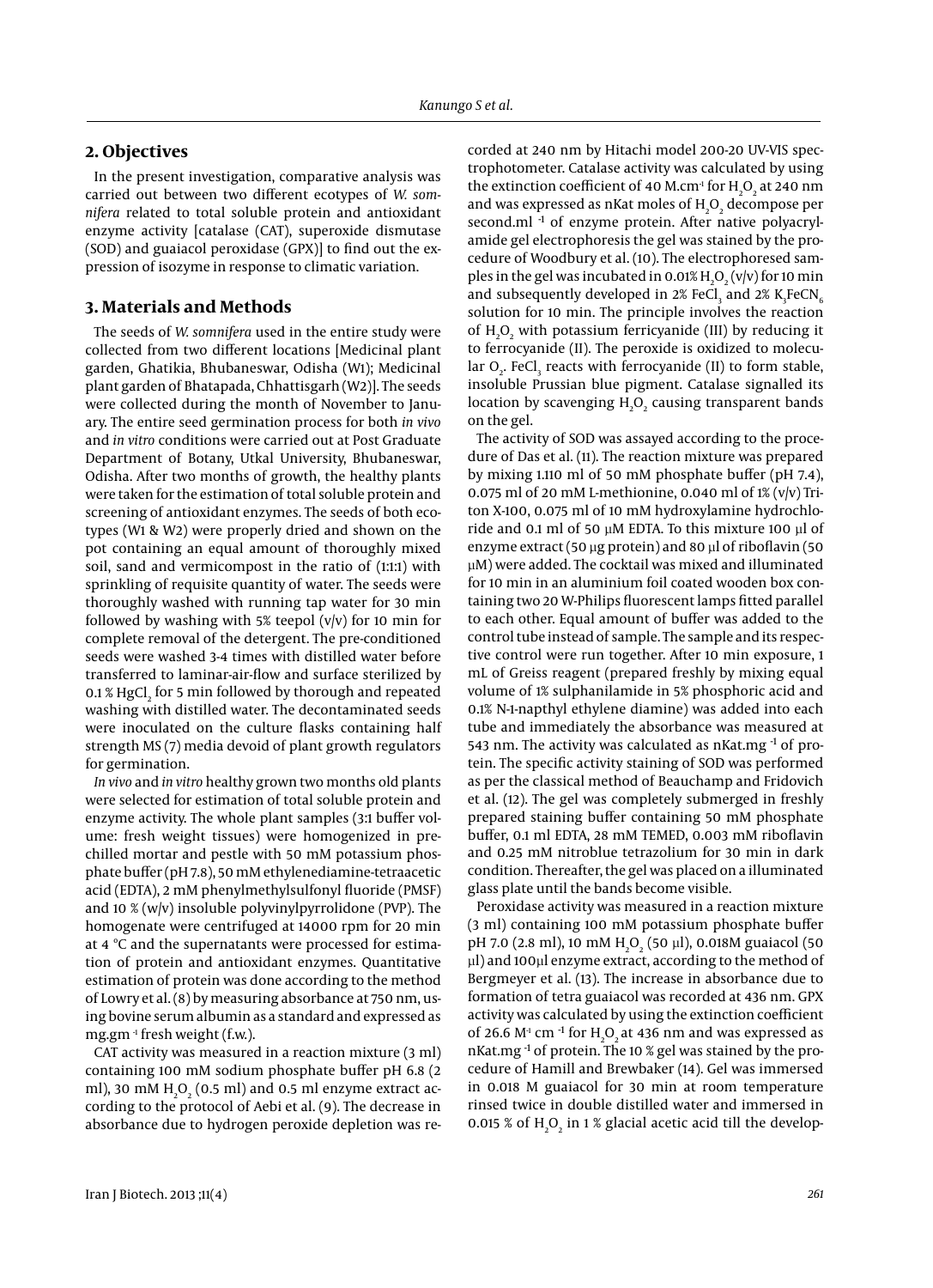## 2. Objectives

In the present investigation, comparative analysis was carried out between two different ecotypes of *W. somnifera* related to total soluble protein and antioxidant enzyme activity [catalase (CAT), superoxide dismutase (SOD) and guaiacol peroxidase (GPX)] to find out the expression of isozyme in response to climatic variation.

## 3. Materials and Methods

The seeds of *W. somnifera* used in the entire study were collected from two different locations [Medicinal plant garden, Ghatikia, Bhubaneswar, Odisha (W1); Medicinal plant garden of Bhatapada, Chhattisgarh (W2)]. The seeds were collected during the month of November to January. The entire seed germination process for both *in vivo* and *in vitro* conditions were carried out at Post Graduate Department of Botany, Utkal University, Bhubaneswar, Odisha. After two months of growth, the healthy plants were taken for the estimation of total soluble protein and screening of antioxidant enzymes. The seeds of both ecotypes (W1 & W2) were properly dried and shown on the pot containing an equal amount of thoroughly mixed soil, sand and vermicompost in the ratio of (1:1:1) with sprinkling of requisite quantity of water. The seeds were thoroughly washed with running tap water for 30 min followed by washing with 5% teepol (v/v) for 10 min for complete removal of the detergent. The pre-conditioned seeds were washed 3-4 times with distilled water before transferred to laminar-air-flow and surface sterilized by 0.1 % $HgCl_2$ for 5 min followed by thorough and repeated washing with distilled water. The decontaminated seeds were inoculated on the culture flasks containing half strength MS (7) media devoid of plant growth regulators for germination.

*In vivo* and *in vitro* healthy grown two months old plants were selected for estimation of total soluble protein and enzyme activity. The whole plant samples (3:1 buffer volume: fresh weight tissues) were homogenized in pre-chilled mortar and pestle with 50 mM potassium phosphate buffer (pH 7.8), 50 mM ethylenediamine-tetraacetic acid (EDTA), 2 mM phenylmethylsulfonyl fluoride (PMSF) and 10 % (w/v) insoluble polyvinylpyrrolidone (PVP). The homogenate were centrifuged at 14000 rpm for 20 min at 4 °C and the supernatants were processed for estimation of protein and antioxidant enzymes. Quantitative estimation of protein was done according to the method of Lowry et al. (8) by measuring absorbance at 750 nm, using bovine serum albumin as a standard and expressed as $mg.gm^{-1}$ fresh weight (f.w.).

CAT activity was measured in a reaction mixture (3 ml) containing 100 mM sodium phosphate buffer pH 6.8 (2 ml), 30 mM $H_2O_2$ (0.5 ml) and 0.5 ml enzyme extract according to the protocol of Aebi et al. (9). The decrease in absorbance due to hydrogen peroxide depletion was recorded at 240 nm by Hitachi model 200-20 UV-VIS spectrophotometer. Catalase activity was calculated by using the extinction coefficient of 40 $M.cm^{-1}$ for $H_2O_2$ at 240 nm and was expressed as nKat moles of $H_2O_2$ decompose per $second.ml^{-1}$ of enzyme protein. After native polyacrylamide gel electrophoresis the gel was stained by the procedure of Woodbury et al. (10). The electrophoresed samples in the gel was incubated in 0.01% $H_2O_2$ (v/v) for 10 min and subsequently developed in 2% $FeCl_3$ and 2% $K_3FeCN_6$ solution for 10 min. The principle involves the reaction of $H_2O_2$ with potassium ferricyanide (III) by reducing it to ferrocyanide (II). The peroxide is oxidized to molecular $O_2$. $FeCl_3$ reacts with ferrocyanide (II) to form stable, insoluble Prussian blue pigment. Catalase signalled its location by scavenging $H_2O_2$ causing transparent bands on the gel.

The activity of SOD was assayed according to the procedure of Das et al. (11). The reaction mixture was prepared by mixing 1.110 ml of 50 mM phosphate buffer (pH 7.4), 0.075 ml of 20 mM L-methionine, 0.040 ml of 1% (v/v) Triton X-100, 0.075 ml of 10 mM hydroxylamine hydrochloride and 0.1 ml of 50 μM EDTA. To this mixture 100 μl of enzyme extract (50 μg protein) and 80 μl of riboflavin (50 μM) were added. The cocktail was mixed and illuminated for 10 min in an aluminium foil coated wooden box containing two 20 W-Philips fluorescent lamps fitted parallel to each other. Equal amount of buffer was added to the control tube instead of sample. The sample and its respective control were run together. After 10 min exposure, 1 mL of Greiss reagent (prepared freshly by mixing equal volume of 1% sulphanilamide in 5% phosphoric acid and 0.1% N-1-napthyl ethylene diamine) was added into each tube and immediately the absorbance was measured at 543 nm. The activity was calculated as $nKat.mg^{-1}$ of protein. The specific activity staining of SOD was performed as per the classical method of Beauchamp and Fridovich et al. (12). The gel was completely submerged in freshly prepared staining buffer containing 50 mM phosphate buffer, 0.1 ml EDTA, 28 mM TEMED, 0.003 mM riboflavin and 0.25 mM nitroblue tetrazolium for 30 min in dark condition. Thereafter, the gel was placed on a illuminated glass plate until the bands become visible.

Peroxidase activity was measured in a reaction mixture (3 ml) containing 100 mM potassium phosphate buffer pH 7.0 (2.8 ml), 10 mM $H_2O_2$ (50 μl), 0.018M guaiacol (50 μl) and 100μl enzyme extract, according to the method of Bergmeyer et al. (13). The increase in absorbance due to formation of tetra guaiacol was recorded at 436 nm. GPX activity was calculated by using the extinction coefficient of 26.6 $M^{-1}$ $cm^{-1}$ for $H_2O_2$ at 436 nm and was expressed as $nKat.mg^{-1}$ of protein. The 10 % gel was stained by the procedure of Hamill and Brewbaker (14). Gel was immersed in 0.018 M guaiacol for 30 min at room temperature rinsed twice in double distilled water and immersed in 0.015 % of $H_2O_2$ in 1 % glacial acetic acid till the develop-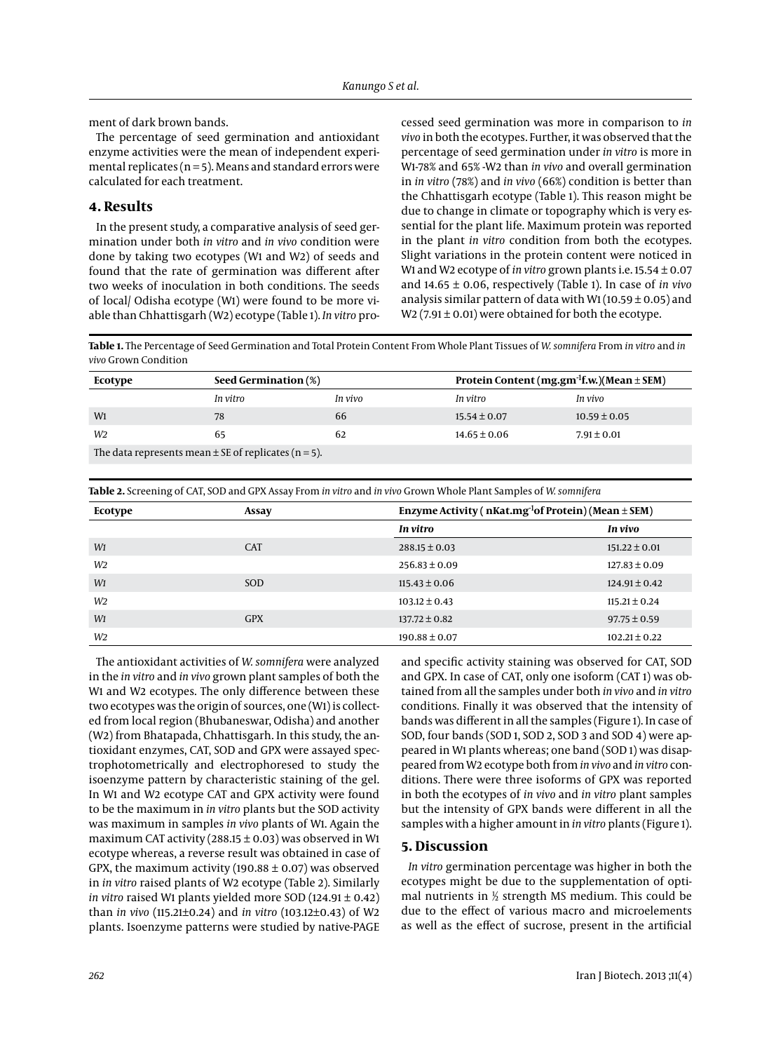ment of dark brown bands.

The percentage of seed germination and antioxidant enzyme activities were the mean of independent experimental replicates (n = 5). Means and standard errors were calculated for each treatment.

## 4. Results

In the present study, a comparative analysis of seed germination under both *in vitro* and *in vivo* condition were done by taking two ecotypes (W1 and W2) of seeds and found that the rate of germination was different after two weeks of inoculation in both conditions. The seeds of local/ Odisha ecotype (W1) were found to be more viable than Chhattisgarh (W2) ecotype (Table 1). *In vitro* processed seed germination was more in comparison to *in vivo* in both the ecotypes. Further, it was observed that the percentage of seed germination under *in vitro* is more in W1-78% and 65% -W2 than *in vivo* and overall germination in *in vitro* (78%) and *in vivo* (66%) condition is better than the Chhattisgarh ecotype (Table 1). This reason might be due to change in climate or topography which is very essential for the plant life. Maximum protein was reported in the plant *in vitro* condition from both the ecotypes. Slight variations in the protein content were noticed in W1 and W2 ecotype of *in vitro* grown plants i.e. 15.54 ± 0.07 and 14.65 ± 0.06, respectively (Table 1). In case of *in vivo* analysis similar pattern of data with W1 (10.59 ± 0.05) and W2 (7.91 ± 0.01) were obtained for both the ecotype.

**Table 1.** The Percentage of Seed Germination and Total Protein Content From Whole Plant Tissues of *W. somnifera* From *in vitro* and *in vivo* Grown Condition

| Ecotype | Seed Germination (%) | | Protein Content ($mg.gm^{-1}f.w.$)(Mean ± SEM) | |
|---|---|---|---|---|
| | *In vitro* | *In vivo* | *In vitro* | *In vivo* |
| W1 | 78 | 66 | 15.54 ± 0.07 | 10.59 ± 0.05 |
| W2 | 65 | 62 | 14.65 ± 0.06 | 7.91 ± 0.01 |

The data represents mean ± SE of replicates (n = 5).

**Table 2.** Screening of CAT, SOD and GPX Assay From *in vitro* and *in vivo* Grown Whole Plant Samples of *W. somnifera*

| Ecotype | Assay | Enzyme Activity ( $nKat.mg^{-1}$of Protein) (Mean ± SEM) | |
|---|---|---|---|
| | | ***In vitro*** | ***In vivo*** |
| W1 | CAT | 288.15 ± 0.03 | 151.22 ± 0.01 |
| W2 | | 256.83 ± 0.09 | 127.83 ± 0.09 |
| W1 | SOD | 115.43 ± 0.06 | 124.91 ± 0.42 |
| W2 | | 103.12 ± 0.43 | 115.21 ± 0.24 |
| W1 | GPX | 137.72 ± 0.82 | 97.75 ± 0.59 |
| W2 | | 190.88 ± 0.07 | 102.21 ± 0.22 |

The antioxidant activities of *W. somnifera* were analyzed in the *in vitro* and *in vivo* grown plant samples of both the W1 and W2 ecotypes. The only difference between these two ecotypes was the origin of sources, one (W1) is collected from local region (Bhubaneswar, Odisha) and another (W2) from Bhatapada, Chhattisgarh. In this study, the antioxidant enzymes, CAT, SOD and GPX were assayed spectrophotometrically and electrophoresed to study the isoenzyme pattern by characteristic staining of the gel. In W1 and W2 ecotype CAT and GPX activity were found to be the maximum in *in vitro* plants but the SOD activity was maximum in samples *in vivo* plants of W1. Again the maximum CAT activity (288.15 ± 0.03) was observed in W1 ecotype whereas, a reverse result was obtained in case of GPX, the maximum activity (190.88 ± 0.07) was observed in *in vitro* raised plants of W2 ecotype (Table 2). Similarly *in vitro* raised W1 plants yielded more SOD (124.91 ± 0.42) than *in vivo* (115.21±0.24) and *in vitro* (103.12±0.43) of W2 plants. Isoenzyme patterns were studied by native-PAGE and specific activity staining was observed for CAT, SOD and GPX. In case of CAT, only one isoform (CAT 1) was obtained from all the samples under both *in vivo* and *in vitro* conditions. Finally it was observed that the intensity of bands was different in all the samples (Figure 1). In case of SOD, four bands (SOD 1, SOD 2, SOD 3 and SOD 4) were appeared in W1 plants whereas; one band (SOD 1) was disappeared from W2 ecotype both from *in vivo* and *in vitro* conditions. There were three isoforms of GPX was reported in both the ecotypes of *in vivo* and *in vitro* plant samples but the intensity of GPX bands were different in all the samples with a higher amount in *in vitro* plants (Figure 1).

## 5. Discussion

*In vitro* germination percentage was higher in both the ecotypes might be due to the supplementation of optimal nutrients in ½ strength MS medium. This could be due to the effect of various macro and microelements as well as the effect of sucrose, present in the artificial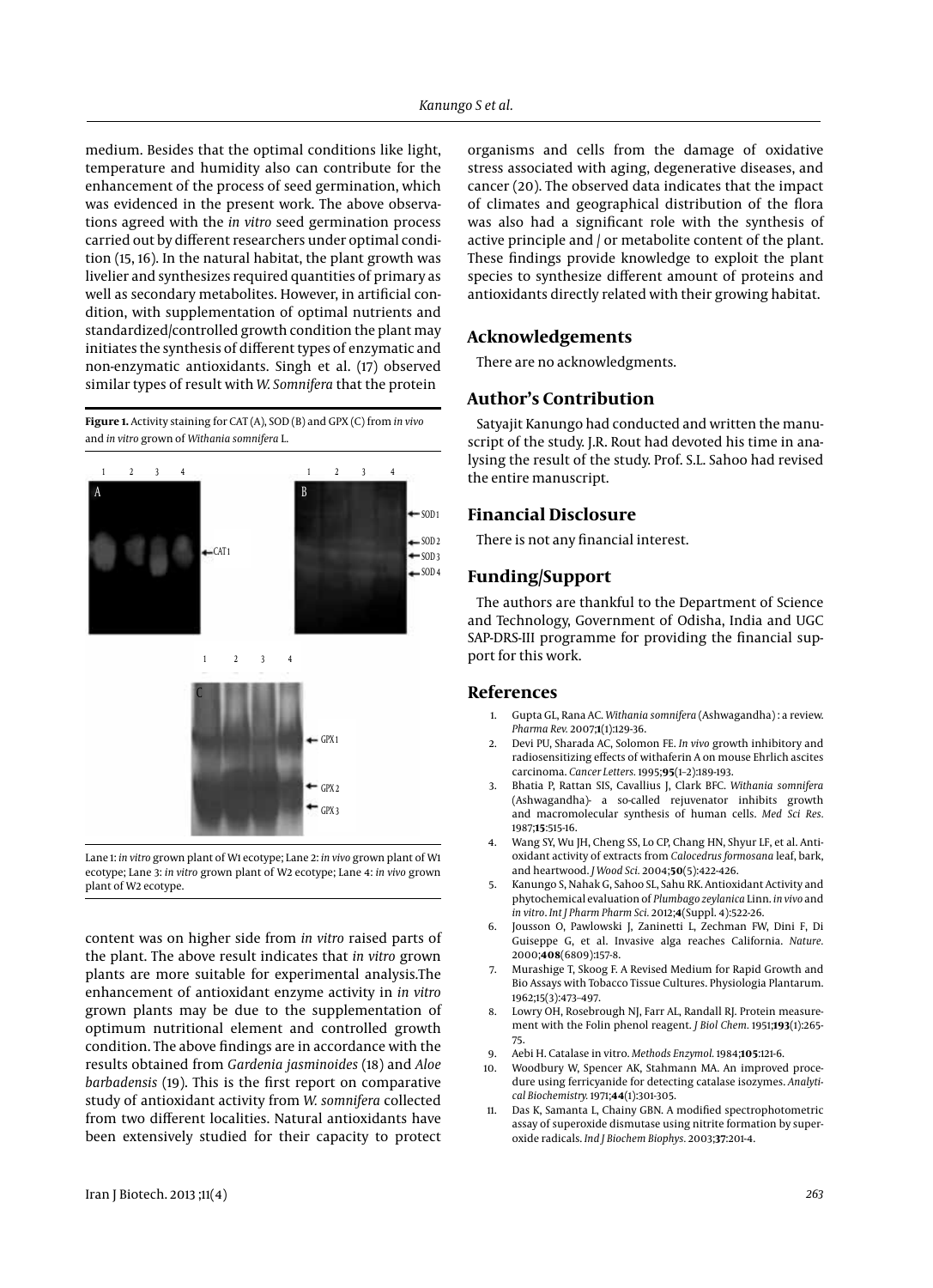medium. Besides that the optimal conditions like light, temperature and humidity also can contribute for the enhancement of the process of seed germination, which was evidenced in the present work. The above observations agreed with the *in vitro* seed germination process carried out by different researchers under optimal condition (15, 16). In the natural habitat, the plant growth was livelier and synthesizes required quantities of primary as well as secondary metabolites. However, in artificial condition, with supplementation of optimal nutrients and standardized/controlled growth condition the plant may initiates the synthesis of different types of enzymatic and non-enzymatic antioxidants. Singh et al. (17) observed similar types of result with *W. Somnifera* that the protein content was on higher side from *in vitro* raised parts of the plant. The above result indicates that *in vitro* grown plants are more suitable for experimental analysis.The enhancement of antioxidant enzyme activity in *in vitro* grown plants may be due to the supplementation of optimum nutritional element and controlled growth condition. The above findings are in accordance with the results obtained from *Gardenia jasminoides* (18) and *Aloe barbadensis* (19). This is the first report on comparative study of antioxidant activity from *W. somnifera* collected from two different localities. Natural antioxidants have been extensively studied for their capacity to protect organisms and cells from the damage of oxidative stress associated with aging, degenerative diseases, and cancer (20). The observed data indicates that the impact of climates and geographical distribution of the flora was also had a significant role with the synthesis of active principle and / or metabolite content of the plant. These findings provide knowledge to exploit the plant species to synthesize different amount of proteins and antioxidants directly related with their growing habitat.

**Figure 1.** Activity staining for CAT (A), SOD (B) and GPX (C) from *in vivo* and *in vitro* grown of *Withania somnifera* L.

Lane 1: *in vitro* grown plant of W1 ecotype; Lane 2: *in vivo* grown plant of W1 ecotype; Lane 3: *in vitro* grown plant of W2 ecotype; Lane 4: *in vivo* grown plant of W2 ecotype.

## Acknowledgements

There are no acknowledgments.

## Author's Contribution

Satyajit Kanungo had conducted and written the manuscript of the study. J.R. Rout had devoted his time in analysing the result of the study. Prof. S.L. Sahoo had revised the entire manuscript.

## Financial Disclosure

There is not any financial interest.

## Funding/Support

The authors are thankful to the Department of Science and Technology, Government of Odisha, India and UGC SAP-DRS-III programme for providing the financial support for this work.

## References

1. Gupta GL, Rana AC. *Withania somnifera* (Ashwagandha) : a review. *Pharma Rev.* 2007;**1**(1):129-36.
2. Devi PU, Sharada AC, Solomon FE. *In vivo* growth inhibitory and radiosensitizing effects of withaferin A on mouse Ehrlich ascites carcinoma. *Cancer Letters.* 1995;**95**(1-2):189-193.
3. Bhatia P, Rattan SIS, Cavallius J, Clark BFC. *Withania somnifera* (Ashwagandha)- a so-called rejuvenator inhibits growth and macromolecular synthesis of human cells. *Med Sci Res.* 1987;**15**:515-16.
4. Wang SY, Wu JH, Cheng SS, Lo CP, Chang HN, Shyur LF, et al. Antioxidant activity of extracts from *Calocedrus formosana* leaf, bark, and heartwood. *J Wood Sci.* 2004;**50**(5):422-426.
5. Kanungo S, Nahak G, Sahoo SL, Sahu RK. Antioxidant Activity and phytochemical evaluation of *Plumbago zeylanica* Linn. *in vivo* and *in vitro*. *Int J Pharm Pharm Sci.* 2012;**4**(Suppl. 4):522-26.
6. Jousson O, Pawlowski J, Zaninetti L, Zechman FW, Dini F, Di Guiseppe G, et al. Invasive alga reaches California. *Nature.* 2000;**408**(6809):157-8.
7. Murashige T, Skoog F. A Revised Medium for Rapid Growth and Bio Assays with Tobacco Tissue Cultures. Physiologia Plantarum. 1962;15(3):473–497.
8. Lowry OH, Rosebrough NJ, Farr AL, Randall RJ. Protein measurement with the Folin phenol reagent. *J Biol Chem.* 1951;**193**(1):265-75.
9. Aebi H. Catalase in vitro. *Methods Enzymol.* 1984;**105**:121-6.
10. Woodbury W, Spencer AK, Stahmann MA. An improved procedure using ferricyanide for detecting catalase isozymes. *Analytical Biochemistry.* 1971;**44**(1):301-305.
11. Das K, Samanta L, Chainy GBN. A modified spectrophotometric assay of superoxide dismutase using nitrite formation by superoxide radicals. *Ind J Biochem Biophys.* 2003;**37**:201-4.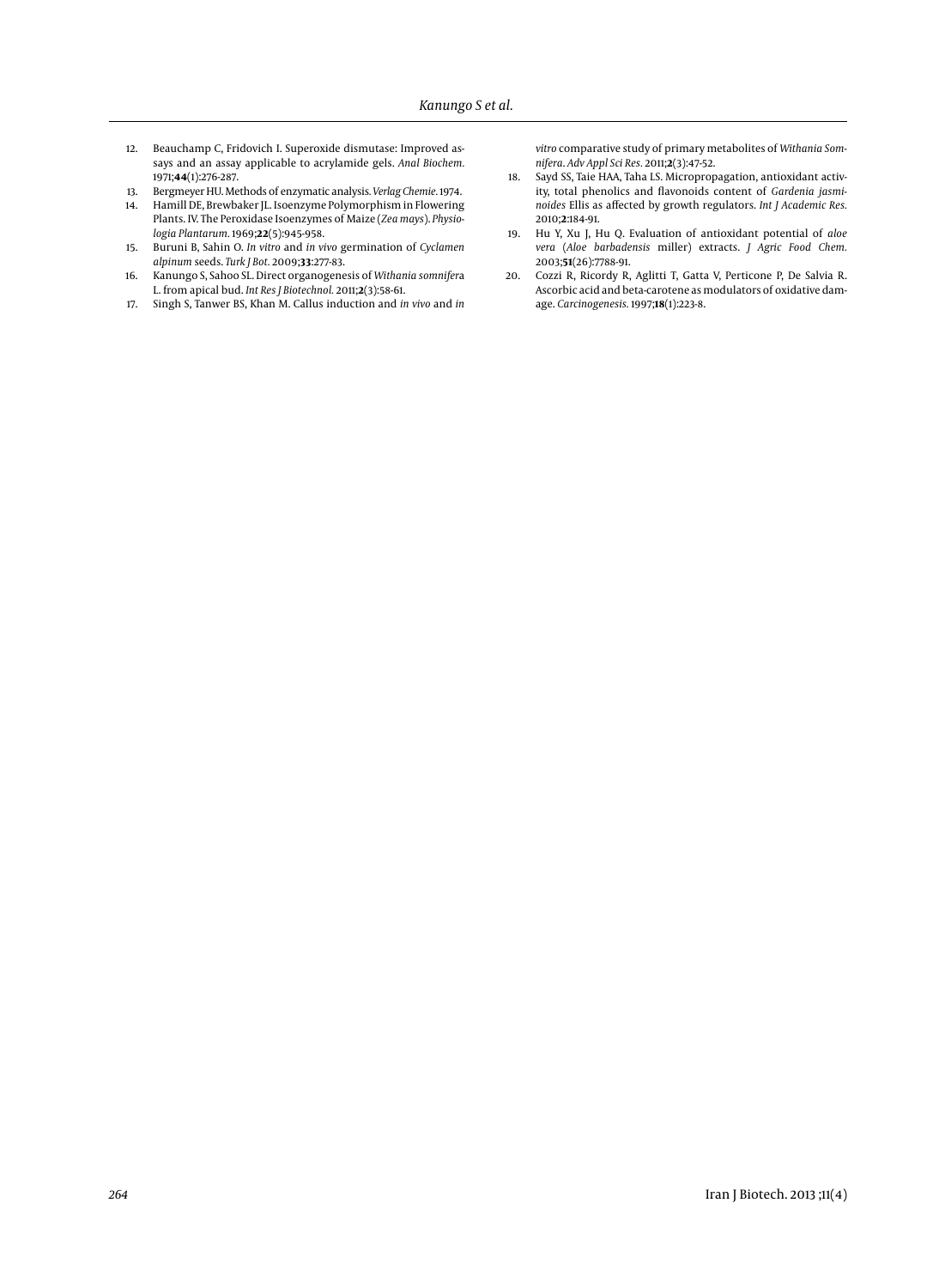12. Beauchamp C, Fridovich I. Superoxide dismutase: Improved assays and an assay applicable to acrylamide gels. *Anal Biochem.* 1971;**44**(1):276-287.
13. Bergmeyer HU. Methods of enzymatic analysis. *Verlag Chemie*. 1974.
14. Hamill DE, Brewbaker JL. Isoenzyme Polymorphism in Flowering Plants. IV. The Peroxidase Isoenzymes of Maize (*Zea mays*). *Physiologia Plantarum*. 1969;**22**(5):945-958.
15. Buruni B, Sahin O. *In vitro* and *in vivo* germination of *Cyclamen alpinum* seeds. *Turk J Bot*. 2009;**33**:277-83.
16. Kanungo S, Sahoo SL. Direct organogenesis of *Withania somnifer*a L. from apical bud. *Int Res J Biotechnol.* 2011;**2**(3):58-61.
17. Singh S, Tanwer BS, Khan M. Callus induction and *in vivo* and *in vitro* comparative study of primary metabolites of *Withania Somnifera*. *Adv Appl Sci Res*. 2011;**2**(3):47-52.
18. Sayd SS, Taie HAA, Taha LS. Micropropagation, antioxidant activity, total phenolics and flavonoids content of *Gardenia jasminoides* Ellis as affected by growth regulators. *Int J Academic Res.* 2010;**2**:184-91.
19. Hu Y, Xu J, Hu Q. Evaluation of antioxidant potential of *aloe vera* (*Aloe barbadensis* miller) extracts. *J Agric Food Chem.* 2003;**51**(26):7788-91.
20. Cozzi R, Ricordy R, Aglitti T, Gatta V, Perticone P, De Salvia R. Ascorbic acid and beta-carotene as modulators of oxidative damage. *Carcinogenesis*. 1997;**18**(1):223-8.